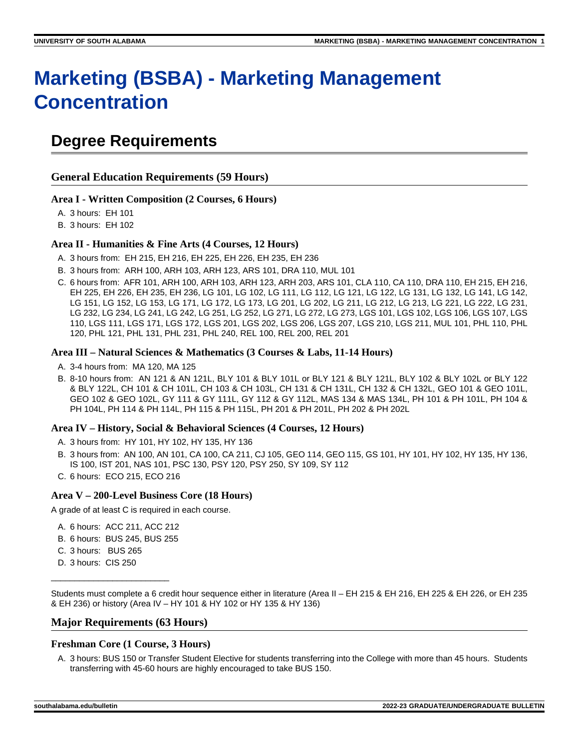# Marketing (BSBA) - Marketing Management Concentration

## Degree Requirements

### General Education Requirements (59 Hours)

#### Area I - Written Composition (2 Courses, 6 Hours)

A. 3 hours: EH 101
B. 3 hours: EH 102

#### Area II - Humanities & Fine Arts (4 Courses, 12 Hours)

A. 3 hours from: EH 215, EH 216, EH 225, EH 226, EH 235, EH 236
B. 3 hours from: ARH 100, ARH 103, ARH 123, ARS 101, DRA 110, MUL 101
C. 6 hours from: AFR 101, ARH 100, ARH 103, ARH 123, ARH 203, ARS 101, CLA 110, CA 110, DRA 110, EH 215, EH 216, EH 225, EH 226, EH 235, EH 236, LG 101, LG 102, LG 111, LG 112, LG 121, LG 122, LG 131, LG 132, LG 141, LG 142, LG 151, LG 152, LG 153, LG 171, LG 172, LG 173, LG 201, LG 202, LG 211, LG 212, LG 213, LG 221, LG 222, LG 231, LG 232, LG 234, LG 241, LG 242, LG 251, LG 252, LG 271, LG 272, LG 273, LGS 101, LGS 102, LGS 106, LGS 107, LGS 110, LGS 111, LGS 171, LGS 172, LGS 201, LGS 202, LGS 206, LGS 207, LGS 210, LGS 211, MUL 101, PHL 110, PHL 120, PHL 121, PHL 131, PHL 231, PHL 240, REL 100, REL 200, REL 201

#### Area III – Natural Sciences & Mathematics (3 Courses & Labs, 11-14 Hours)

A. 3-4 hours from: MA 120, MA 125
B. 8-10 hours from: AN 121 & AN 121L, BLY 101 & BLY 101L or BLY 121 & BLY 121L, BLY 102 & BLY 102L or BLY 122 & BLY 122L, CH 101 & CH 101L, CH 103 & CH 103L, CH 131 & CH 131L, CH 132 & CH 132L, GEO 101 & GEO 101L, GEO 102 & GEO 102L, GY 111 & GY 111L, GY 112 & GY 112L, MAS 134 & MAS 134L, PH 101 & PH 101L, PH 104 & PH 104L, PH 114 & PH 114L, PH 115 & PH 115L, PH 201 & PH 201L, PH 202 & PH 202L

#### Area IV – History, Social & Behavioral Sciences (4 Courses, 12 Hours)

A. 3 hours from: HY 101, HY 102, HY 135, HY 136
B. 3 hours from: AN 100, AN 101, CA 100, CA 211, CJ 105, GEO 114, GEO 115, GS 101, HY 101, HY 102, HY 135, HY 136, IS 100, IST 201, NAS 101, PSC 130, PSY 120, PSY 250, SY 109, SY 112
C. 6 hours: ECO 215, ECO 216

#### Area V – 200-Level Business Core (18 Hours)

A grade of at least C is required in each course.

A. 6 hours: ACC 211, ACC 212
B. 6 hours: BUS 245, BUS 255
C. 3 hours: BUS 265
D. 3 hours: CIS 250

\_\_\_\_\_\_\_\_\_\_\_\_\_\_\_\_\_\_\_\_\_\_\_\_\_

Students must complete a 6 credit hour sequence either in literature (Area II – EH 215 & EH 216, EH 225 & EH 226, or EH 235 & EH 236) or history (Area IV – HY 101 & HY 102 or HY 135 & HY 136)

### Major Requirements (63 Hours)

#### Freshman Core (1 Course, 3 Hours)

A. 3 hours: BUS 150 or Transfer Student Elective for students transferring into the College with more than 45 hours. Students transferring with 45-60 hours are highly encouraged to take BUS 150.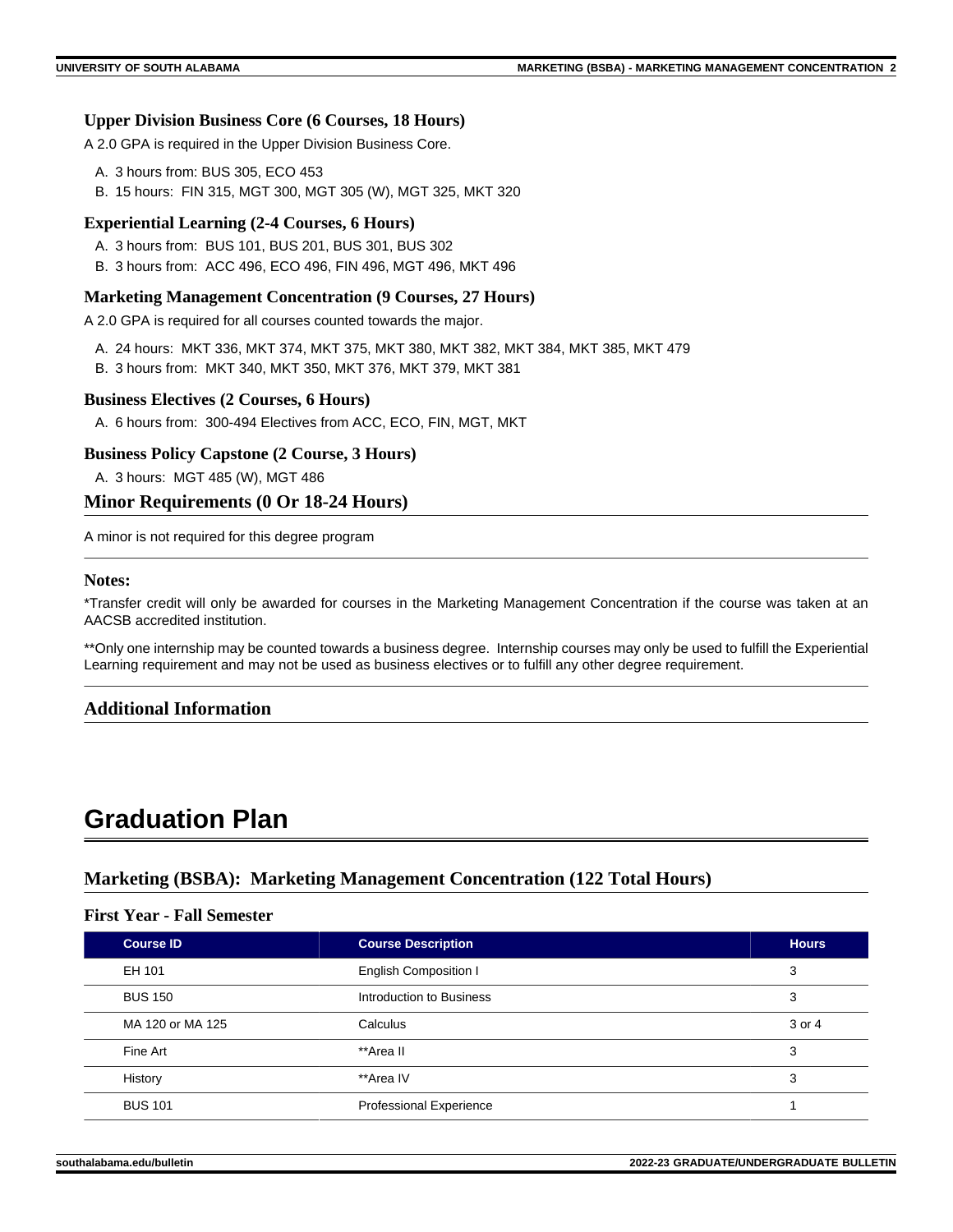### Upper Division Business Core (6 Courses, 18 Hours)

A 2.0 GPA is required in the Upper Division Business Core.

A. 3 hours from: BUS 305, ECO 453
B. 15 hours: FIN 315, MGT 300, MGT 305 (W), MGT 325, MKT 320

### Experiential Learning (2-4 Courses, 6 Hours)

A. 3 hours from: BUS 101, BUS 201, BUS 301, BUS 302
B. 3 hours from: ACC 496, ECO 496, FIN 496, MGT 496, MKT 496

### Marketing Management Concentration (9 Courses, 27 Hours)

A 2.0 GPA is required for all courses counted towards the major.

A. 24 hours: MKT 336, MKT 374, MKT 375, MKT 380, MKT 382, MKT 384, MKT 385, MKT 479
B. 3 hours from: MKT 340, MKT 350, MKT 376, MKT 379, MKT 381

### Business Electives (2 Courses, 6 Hours)

A. 6 hours from: 300-494 Electives from ACC, ECO, FIN, MGT, MKT

### Business Policy Capstone (2 Course, 3 Hours)

A. 3 hours: MGT 485 (W), MGT 486

## Minor Requirements (0 Or 18-24 Hours)

A minor is not required for this degree program

### Notes:

*Transfer credit will only be awarded for courses in the Marketing Management Concentration if the course was taken at an AACSB accredited institution.

**Only one internship may be counted towards a business degree. Internship courses may only be used to fulfill the Experiential Learning requirement and may not be used as business electives or to fulfill any other degree requirement.

## Additional Information

# Graduation Plan

## Marketing (BSBA): Marketing Management Concentration (122 Total Hours)

### First Year - Fall Semester

| Course ID | Course Description | Hours |
|---|---|---|
| EH 101 | English Composition I | 3 |
| BUS 150 | Introduction to Business | 3 |
| MA 120 or MA 125 | Calculus | 3 or 4 |
| Fine Art | **Area II | 3 |
| History | **Area IV | 3 |
| BUS 101 | Professional Experience | 1 |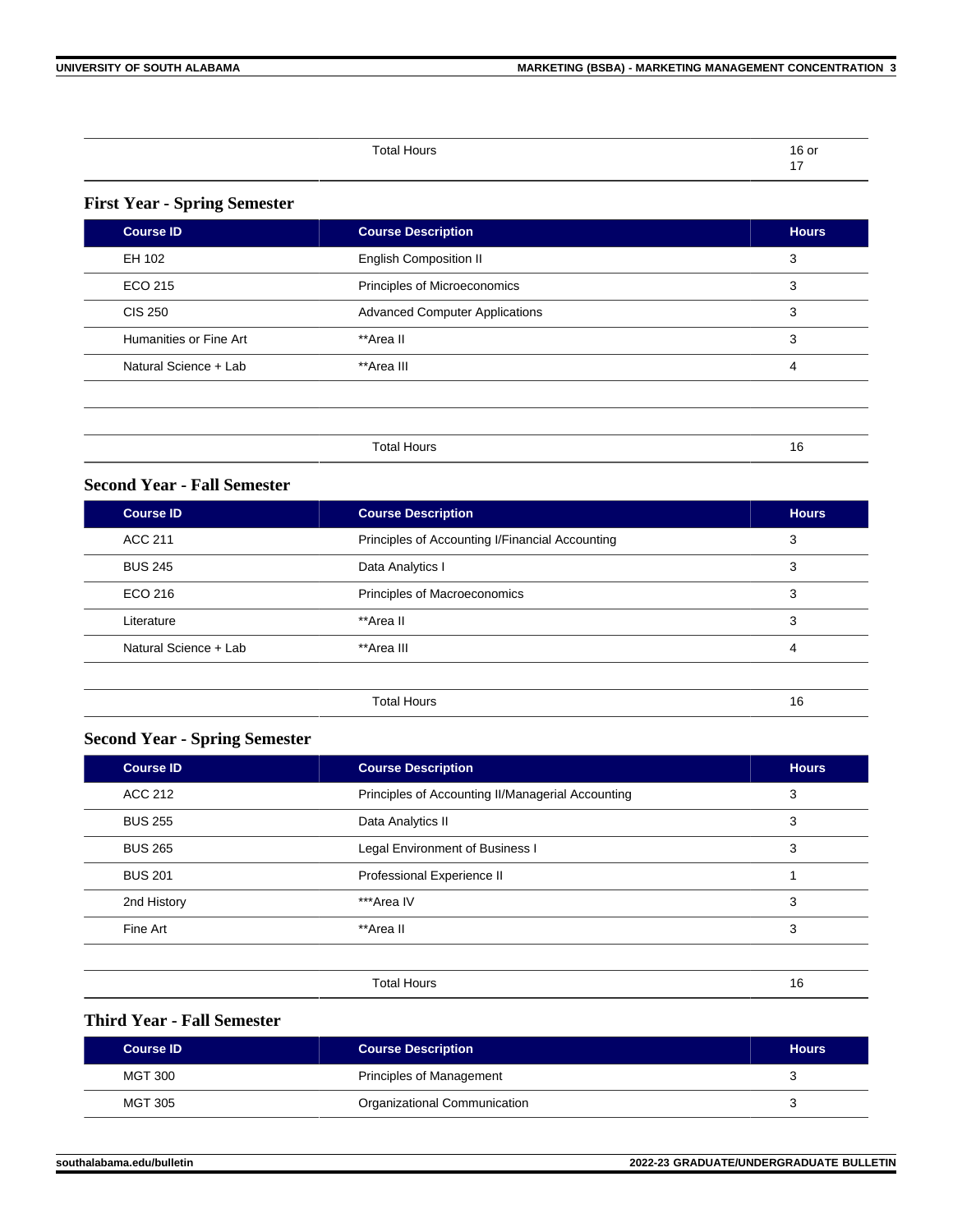| | Total Hours | 16 or 17 |
|---|---|---|

### First Year - Spring Semester

| Course ID | Course Description | Hours |
|---|---|---|
| EH 102 | English Composition II | 3 |
| ECO 215 | Principles of Microeconomics | 3 |
| CIS 250 | Advanced Computer Applications | 3 |
| Humanities or Fine Art | **Area II | 3 |
| Natural Science + Lab | **Area III | 4 |
| | | |
| | Total Hours | 16 |

### Second Year - Fall Semester

| Course ID | Course Description | Hours |
|---|---|---|
| ACC 211 | Principles of Accounting I/Financial Accounting | 3 |
| BUS 245 | Data Analytics I | 3 |
| ECO 216 | Principles of Macroeconomics | 3 |
| Literature | **Area II | 3 |
| Natural Science + Lab | **Area III | 4 |
| | Total Hours | 16 |

### Second Year - Spring Semester

| Course ID | Course Description | Hours |
|---|---|---|
| ACC 212 | Principles of Accounting II/Managerial Accounting | 3 |
| BUS 255 | Data Analytics II | 3 |
| BUS 265 | Legal Environment of Business I | 3 |
| BUS 201 | Professional Experience II | 1 |
| 2nd History | ***Area IV | 3 |
| Fine Art | **Area II | 3 |
| | Total Hours | 16 |

### Third Year - Fall Semester

| Course ID | Course Description | Hours |
|---|---|---|
| MGT 300 | Principles of Management | 3 |
| MGT 305 | Organizational Communication | 3 |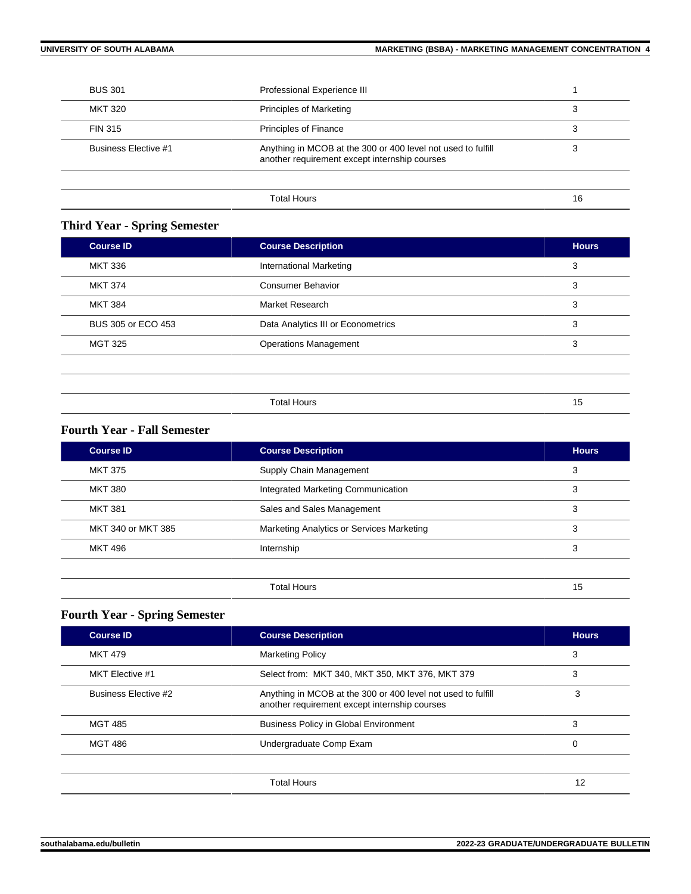| | | |
|---|---|---|
| BUS 301 | Professional Experience III | 1 |
| MKT 320 | Principles of Marketing | 3 |
| FIN 315 | Principles of Finance | 3 |
| Business Elective #1 | Anything in MCOB at the 300 or 400 level not used to fulfill another requirement except internship courses | 3 |
| | | |
| | Total Hours | 16 |

### Third Year - Spring Semester

| Course ID | Course Description | Hours |
|---|---|---|
| MKT 336 | International Marketing | 3 |
| MKT 374 | Consumer Behavior | 3 |
| MKT 384 | Market Research | 3 |
| BUS 305 or ECO 453 | Data Analytics III or Econometrics | 3 |
| MGT 325 | Operations Management | 3 |
| | | |
| | | |
| | Total Hours | 15 |

### Fourth Year - Fall Semester

| Course ID | Course Description | Hours |
|---|---|---|
| MKT 375 | Supply Chain Management | 3 |
| MKT 380 | Integrated Marketing Communication | 3 |
| MKT 381 | Sales and Sales Management | 3 |
| MKT 340 or MKT 385 | Marketing Analytics or Services Marketing | 3 |
| MKT 496 | Internship | 3 |
| | | |
| | Total Hours | 15 |

### Fourth Year - Spring Semester

| Course ID | Course Description | Hours |
|---|---|---|
| MKT 479 | Marketing Policy | 3 |
| MKT Elective #1 | Select from: MKT 340, MKT 350, MKT 376, MKT 379 | 3 |
| Business Elective #2 | Anything in MCOB at the 300 or 400 level not used to fulfill another requirement except internship courses | 3 |
| MGT 485 | Business Policy in Global Environment | 3 |
| MGT 486 | Undergraduate Comp Exam | 0 |
| | | |
| | Total Hours | 12 |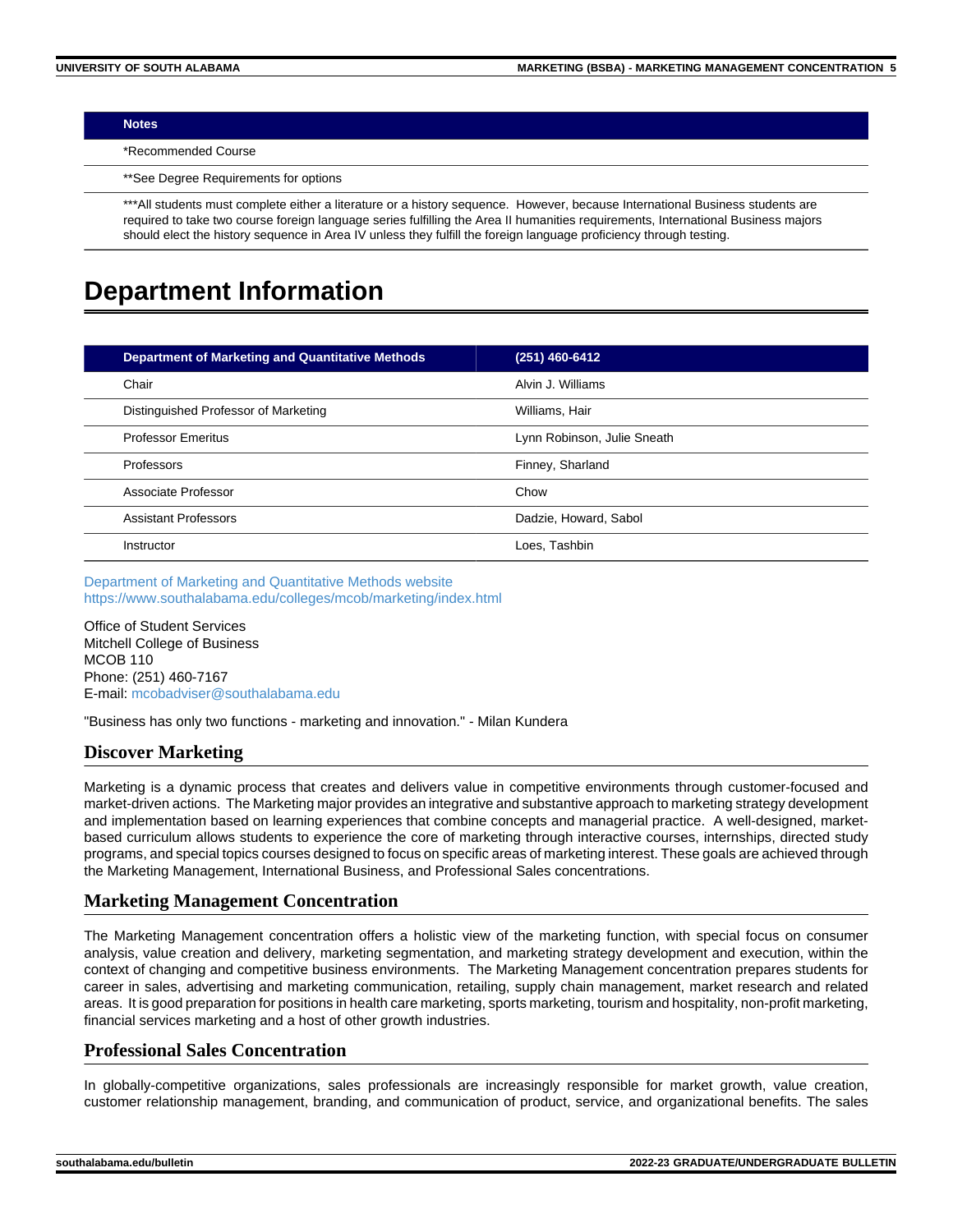| Notes |
| --- |
| *Recommended Course |
| **See Degree Requirements for options |
| ***All students must complete either a literature or a history sequence. However, because International Business students are required to take two course foreign language series fulfilling the Area II humanities requirements, International Business majors should elect the history sequence in Area IV unless they fulfill the foreign language proficiency through testing. |

# Department Information

| Department of Marketing and Quantitative Methods | (251) 460-6412 |
| --- | --- |
| Chair | Alvin J. Williams |
| Distinguished Professor of Marketing | Williams, Hair |
| Professor Emeritus | Lynn Robinson, Julie Sneath |
| Professors | Finney, Sharland |
| Associate Professor | Chow |
| Assistant Professors | Dadzie, Howard, Sabol |
| Instructor | Loes, Tashbin |

Department of Marketing and Quantitative Methods website
https://www.southalabama.edu/colleges/mcob/marketing/index.html

Office of Student Services
Mitchell College of Business
MCOB 110
Phone: (251) 460-7167
E-mail: mcobadviser@southalabama.edu

"Business has only two functions - marketing and innovation." - Milan Kundera

## Discover Marketing

Marketing is a dynamic process that creates and delivers value in competitive environments through customer-focused and market-driven actions. The Marketing major provides an integrative and substantive approach to marketing strategy development and implementation based on learning experiences that combine concepts and managerial practice. A well-designed, market-based curriculum allows students to experience the core of marketing through interactive courses, internships, directed study programs, and special topics courses designed to focus on specific areas of marketing interest. These goals are achieved through the Marketing Management, International Business, and Professional Sales concentrations.

## Marketing Management Concentration

The Marketing Management concentration offers a holistic view of the marketing function, with special focus on consumer analysis, value creation and delivery, marketing segmentation, and marketing strategy development and execution, within the context of changing and competitive business environments. The Marketing Management concentration prepares students for career in sales, advertising and marketing communication, retailing, supply chain management, market research and related areas. It is good preparation for positions in health care marketing, sports marketing, tourism and hospitality, non-profit marketing, financial services marketing and a host of other growth industries.

## Professional Sales Concentration

In globally-competitive organizations, sales professionals are increasingly responsible for market growth, value creation, customer relationship management, branding, and communication of product, service, and organizational benefits. The sales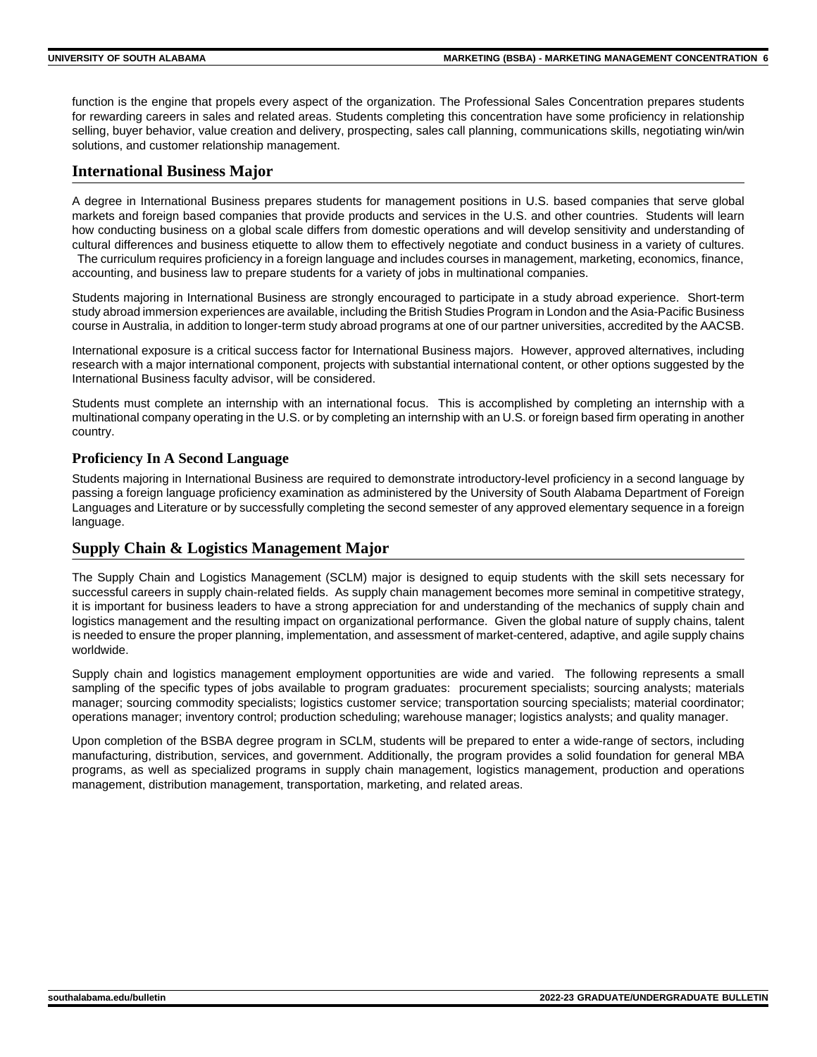function is the engine that propels every aspect of the organization. The Professional Sales Concentration prepares students for rewarding careers in sales and related areas. Students completing this concentration have some proficiency in relationship selling, buyer behavior, value creation and delivery, prospecting, sales call planning, communications skills, negotiating win/win solutions, and customer relationship management.

## International Business Major

A degree in International Business prepares students for management positions in U.S. based companies that serve global markets and foreign based companies that provide products and services in the U.S. and other countries. Students will learn how conducting business on a global scale differs from domestic operations and will develop sensitivity and understanding of cultural differences and business etiquette to allow them to effectively negotiate and conduct business in a variety of cultures. The curriculum requires proficiency in a foreign language and includes courses in management, marketing, economics, finance, accounting, and business law to prepare students for a variety of jobs in multinational companies.

Students majoring in International Business are strongly encouraged to participate in a study abroad experience. Short-term study abroad immersion experiences are available, including the British Studies Program in London and the Asia-Pacific Business course in Australia, in addition to longer-term study abroad programs at one of our partner universities, accredited by the AACSB.

International exposure is a critical success factor for International Business majors. However, approved alternatives, including research with a major international component, projects with substantial international content, or other options suggested by the International Business faculty advisor, will be considered.

Students must complete an internship with an international focus. This is accomplished by completing an internship with a multinational company operating in the U.S. or by completing an internship with an U.S. or foreign based firm operating in another country.

### Proficiency In A Second Language

Students majoring in International Business are required to demonstrate introductory-level proficiency in a second language by passing a foreign language proficiency examination as administered by the University of South Alabama Department of Foreign Languages and Literature or by successfully completing the second semester of any approved elementary sequence in a foreign language.

## Supply Chain & Logistics Management Major

The Supply Chain and Logistics Management (SCLM) major is designed to equip students with the skill sets necessary for successful careers in supply chain-related fields. As supply chain management becomes more seminal in competitive strategy, it is important for business leaders to have a strong appreciation for and understanding of the mechanics of supply chain and logistics management and the resulting impact on organizational performance. Given the global nature of supply chains, talent is needed to ensure the proper planning, implementation, and assessment of market-centered, adaptive, and agile supply chains worldwide.

Supply chain and logistics management employment opportunities are wide and varied. The following represents a small sampling of the specific types of jobs available to program graduates: procurement specialists; sourcing analysts; materials manager; sourcing commodity specialists; logistics customer service; transportation sourcing specialists; material coordinator; operations manager; inventory control; production scheduling; warehouse manager; logistics analysts; and quality manager.

Upon completion of the BSBA degree program in SCLM, students will be prepared to enter a wide-range of sectors, including manufacturing, distribution, services, and government. Additionally, the program provides a solid foundation for general MBA programs, as well as specialized programs in supply chain management, logistics management, production and operations management, distribution management, transportation, marketing, and related areas.